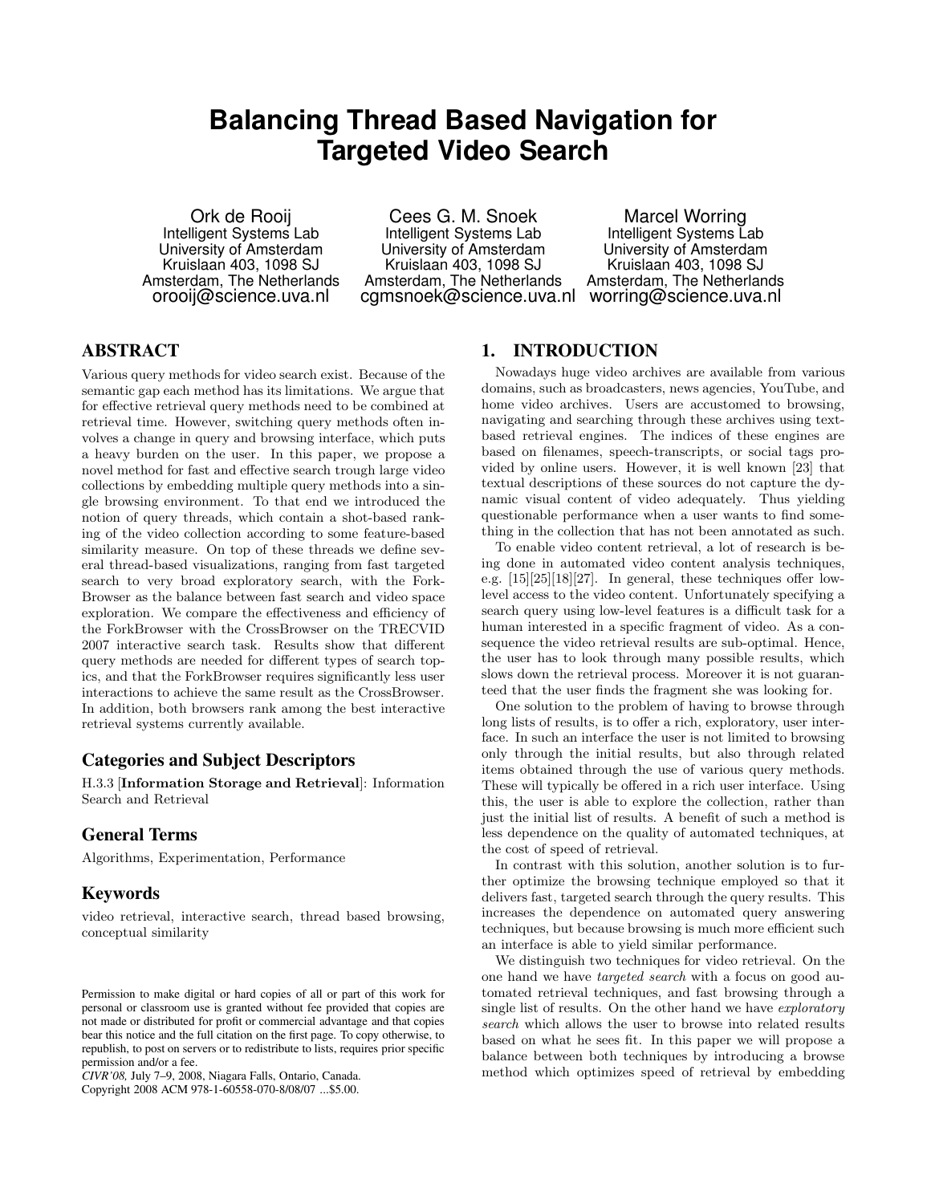# Balancing Thread Based Navigation for Targeted Video Search

Ork de Rooij
Intelligent Systems Lab
University of Amsterdam
Kruislaan 403, 1098 SJ
Amsterdam, The Netherlands
orooij@science.uva.nl

Cees G. M. Snoek
Intelligent Systems Lab
University of Amsterdam
Kruislaan 403, 1098 SJ
Amsterdam, The Netherlands
cgmsnoek@science.uva.nl

Marcel Worring
Intelligent Systems Lab
University of Amsterdam
Kruislaan 403, 1098 SJ
Amsterdam, The Netherlands
worring@science.uva.nl

## ABSTRACT

Various query methods for video search exist. Because of the semantic gap each method has its limitations. We argue that for effective retrieval query methods need to be combined at retrieval time. However, switching query methods often involves a change in query and browsing interface, which puts a heavy burden on the user. In this paper, we propose a novel method for fast and effective search trough large video collections by embedding multiple query methods into a single browsing environment. To that end we introduced the notion of query threads, which contain a shot-based ranking of the video collection according to some feature-based similarity measure. On top of these threads we define several thread-based visualizations, ranging from fast targeted search to very broad exploratory search, with the ForkBrowser as the balance between fast search and video space exploration. We compare the effectiveness and efficiency of the ForkBrowser with the CrossBrowser on the TRECVID 2007 interactive search task. Results show that different query methods are needed for different types of search topics, and that the ForkBrowser requires significantly less user interactions to achieve the same result as the CrossBrowser. In addition, both browsers rank among the best interactive retrieval systems currently available.

### Categories and Subject Descriptors

H.3.3 [**Information Storage and Retrieval**]: Information Search and Retrieval

### General Terms

Algorithms, Experimentation, Performance

### Keywords

video retrieval, interactive search, thread based browsing, conceptual similarity

Permission to make digital or hard copies of all or part of this work for personal or classroom use is granted without fee provided that copies are not made or distributed for profit or commercial advantage and that copies bear this notice and the full citation on the first page. To copy otherwise, to republish, to post on servers or to redistribute to lists, requires prior specific permission and/or a fee.
*CIVR'08,* July 7–9, 2008, Niagara Falls, Ontario, Canada.
Copyright 2008 ACM 978-1-60558-070-8/08/07 ...$5.00.

## 1. INTRODUCTION

Nowadays huge video archives are available from various domains, such as broadcasters, news agencies, YouTube, and home video archives. Users are accustomed to browsing, navigating and searching through these archives using text-based retrieval engines. The indices of these engines are based on filenames, speech-transcripts, or social tags provided by online users. However, it is well known [23] that textual descriptions of these sources do not capture the dynamic visual content of video adequately. Thus yielding questionable performance when a user wants to find something in the collection that has not been annotated as such.

To enable video content retrieval, a lot of research is being done in automated video content analysis techniques, e.g. [15][25][18][27]. In general, these techniques offer low-level access to the video content. Unfortunately specifying a search query using low-level features is a difficult task for a human interested in a specific fragment of video. As a consequence the video retrieval results are sub-optimal. Hence, the user has to look through many possible results, which slows down the retrieval process. Moreover it is not guaranteed that the user finds the fragment she was looking for.

One solution to the problem of having to browse through long lists of results, is to offer a rich, exploratory, user interface. In such an interface the user is not limited to browsing only through the initial results, but also through related items obtained through the use of various query methods. These will typically be offered in a rich user interface. Using this, the user is able to explore the collection, rather than just the initial list of results. A benefit of such a method is less dependence on the quality of automated techniques, at the cost of speed of retrieval.

In contrast with this solution, another solution is to further optimize the browsing technique employed so that it delivers fast, targeted search through the query results. This increases the dependence on automated query answering techniques, but because browsing is much more efficient such an interface is able to yield similar performance.

We distinguish two techniques for video retrieval. On the one hand we have *targeted search* with a focus on good automated retrieval techniques, and fast browsing through a single list of results. On the other hand we have *exploratory search* which allows the user to browse into related results based on what he sees fit. In this paper we will propose a balance between both techniques by introducing a browse method which optimizes speed of retrieval by embedding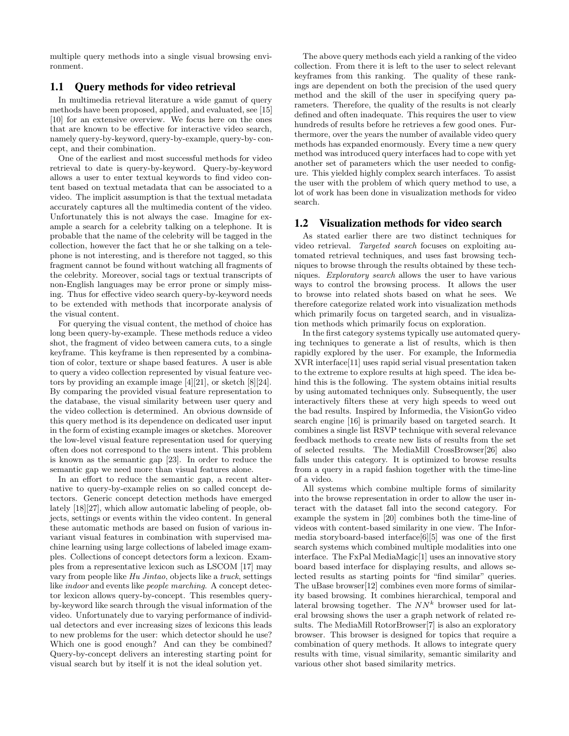multiple query methods into a single visual browsing environment.

## 1.1 Query methods for video retrieval

In multimedia retrieval literature a wide gamut of query methods have been proposed, applied, and evaluated, see [15] [10] for an extensive overview. We focus here on the ones that are known to be effective for interactive video search, namely query-by-keyword, query-by-example, query-by- concept, and their combination.

One of the earliest and most successful methods for video retrieval to date is query-by-keyword. Query-by-keyword allows a user to enter textual keywords to find video content based on textual metadata that can be associated to a video. The implicit assumption is that the textual metadata accurately captures all the multimedia content of the video. Unfortunately this is not always the case. Imagine for example a search for a celebrity talking on a telephone. It is probable that the name of the celebrity will be tagged in the collection, however the fact that he or she talking on a telephone is not interesting, and is therefore not tagged, so this fragment cannot be found without watching all fragments of the celebrity. Moreover, social tags or textual transcripts of non-English languages may be error prone or simply missing. Thus for effective video search query-by-keyword needs to be extended with methods that incorporate analysis of the visual content.

For querying the visual content, the method of choice has long been query-by-example. These methods reduce a video shot, the fragment of video between camera cuts, to a single keyframe. This keyframe is then represented by a combination of color, texture or shape based features. A user is able to query a video collection represented by visual feature vectors by providing an example image [4][21], or sketch [8][24]. By comparing the provided visual feature representation to the database, the visual similarity between user query and the video collection is determined. An obvious downside of this query method is its dependence on dedicated user input in the form of existing example images or sketches. Moreover the low-level visual feature representation used for querying often does not correspond to the users intent. This problem is known as the semantic gap [23]. In order to reduce the semantic gap we need more than visual features alone.

In an effort to reduce the semantic gap, a recent alternative to query-by-example relies on so called concept detectors. Generic concept detection methods have emerged lately [18][27], which allow automatic labeling of people, objects, settings or events within the video content. In general these automatic methods are based on fusion of various invariant visual features in combination with supervised machine learning using large collections of labeled image examples. Collections of concept detectors form a lexicon. Examples from a representative lexicon such as LSCOM [17] may vary from people like *Hu Jintao*, objects like a *truck*, settings like *indoor* and events like *people marching*. A concept detector lexicon allows query-by-concept. This resembles query-by-keyword like search through the visual information of the video. Unfortunately due to varying performance of individual detectors and ever increasing sizes of lexicons this leads to new problems for the user: which detector should he use? Which one is good enough? And can they be combined? Query-by-concept delivers an interesting starting point for visual search but by itself it is not the ideal solution yet.

The above query methods each yield a ranking of the video collection. From there it is left to the user to select relevant keyframes from this ranking. The quality of these rankings are dependent on both the precision of the used query method and the skill of the user in specifying query parameters. Therefore, the quality of the results is not clearly defined and often inadequate. This requires the user to view hundreds of results before he retrieves a few good ones. Furthermore, over the years the number of available video query methods has expanded enormously. Every time a new query method was introduced query interfaces had to cope with yet another set of parameters which the user needed to configure. This yielded highly complex search interfaces. To assist the user with the problem of which query method to use, a lot of work has been done in visualization methods for video search.

## 1.2 Visualization methods for video search

As stated earlier there are two distinct techniques for video retrieval. *Targeted search* focuses on exploiting automated retrieval techniques, and uses fast browsing techniques to browse through the results obtained by these techniques. *Exploratory search* allows the user to have various ways to control the browsing process. It allows the user to browse into related shots based on what he sees. We therefore categorize related work into visualization methods which primarily focus on targeted search, and in visualization methods which primarily focus on exploration.

In the first category systems typically use automated querying techniques to generate a list of results, which is then rapidly explored by the user. For example, the Informedia XVR interface[11] uses rapid serial visual presentation taken to the extreme to explore results at high speed. The idea behind this is the following. The system obtains initial results by using automated techniques only. Subsequently, the user interactively filters these at very high speeds to weed out the bad results. Inspired by Informedia, the VisionGo video search engine [16] is primarily based on targeted search. It combines a single list RSVP technique with several relevance feedback methods to create new lists of results from the set of selected results. The MediaMill CrossBrowser[26] also falls under this category. It is optimized to browse results from a query in a rapid fashion together with the time-line of a video.

All systems which combine multiple forms of similarity into the browse representation in order to allow the user interact with the dataset fall into the second category. For example the system in [20] combines both the time-line of videos with content-based similarity in one view. The Informedia storyboard-based interface[6][5] was one of the first search systems which combined multiple modalities into one interface. The FxPal MediaMagic[1] uses an innovative story board based interface for displaying results, and allows selected results as starting points for "find similar" queries. The uBase browser[12] combines even more forms of similarity based browsing. It combines hierarchical, temporal and lateral browsing together. The $NN^k$ browser used for lateral browsing shows the user a graph network of related results. The MediaMill RotorBrowser[7] is also an exploratory browser. This browser is designed for topics that require a combination of query methods. It allows to integrate query results with time, visual similarity, semantic similarity and various other shot based similarity metrics.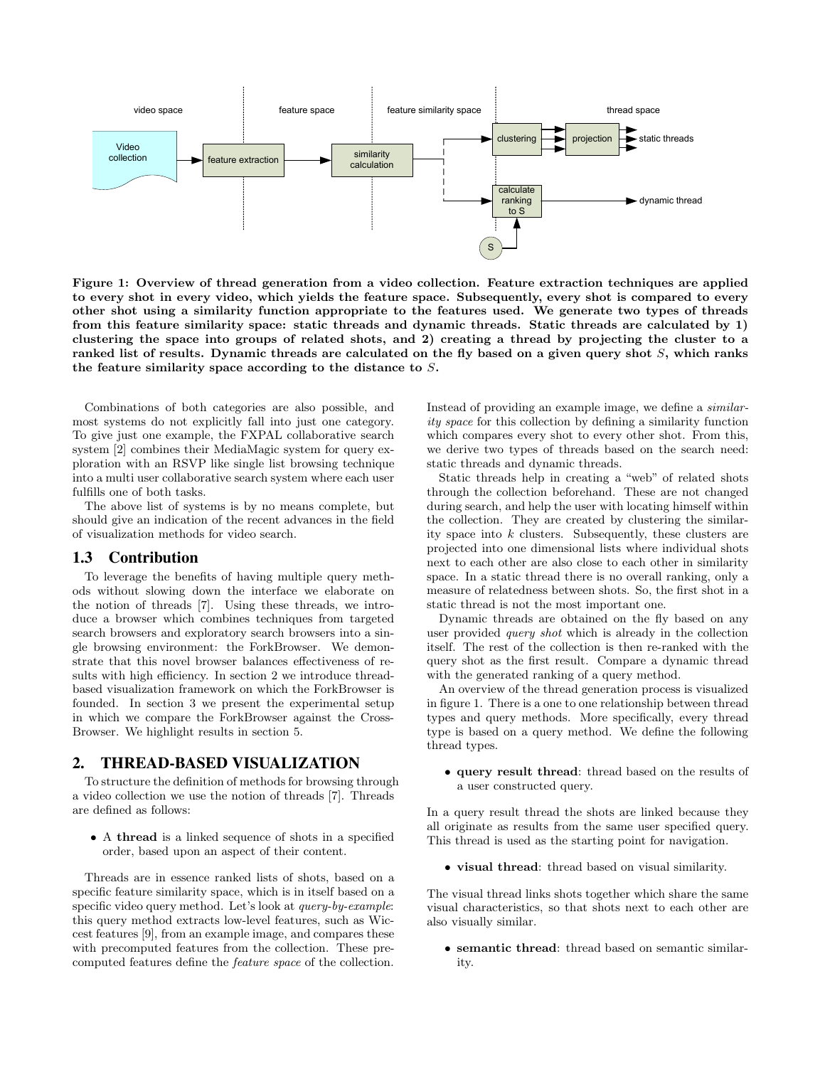Figure 1: Overview of thread generation from a video collection. Feature extraction techniques are applied to every shot in every video, which yields the feature space. Subsequently, every shot is compared to every other shot using a similarity function appropriate to the features used. We generate two types of threads from this feature similarity space: static threads and dynamic threads. Static threads are calculated by 1) clustering the space into groups of related shots, and 2) creating a thread by projecting the cluster to a ranked list of results. Dynamic threads are calculated on the fly based on a given query shot $S$, which ranks the feature similarity space according to the distance to $S$.

Combinations of both categories are also possible, and most systems do not explicitly fall into just one category. To give just one example, the FXPAL collaborative search system [2] combines their MediaMagic system for query exploration with an RSVP like single list browsing technique into a multi user collaborative search system where each user fulfills one of both tasks.

The above list of systems is by no means complete, but should give an indication of the recent advances in the field of visualization methods for video search.

### 1.3 Contribution

To leverage the benefits of having multiple query methods without slowing down the interface we elaborate on the notion of threads [7]. Using these threads, we introduce a browser which combines techniques from targeted search browsers and exploratory search browsers into a single browsing environment: the ForkBrowser. We demonstrate that this novel browser balances effectiveness of results with high efficiency. In section 2 we introduce thread-based visualization framework on which the ForkBrowser is founded. In section 3 we present the experimental setup in which we compare the ForkBrowser against the CrossBrowser. We highlight results in section 5.

## 2. THREAD-BASED VISUALIZATION

To structure the definition of methods for browsing through a video collection we use the notion of threads [7]. Threads are defined as follows:

- A **thread** is a linked sequence of shots in a specified order, based upon an aspect of their content.

Threads are in essence ranked lists of shots, based on a specific feature similarity space, which is in itself based on a specific video query method. Let's look at *query-by-example*: this query method extracts low-level features, such as Wiccest features [9], from an example image, and compares these with precomputed features from the collection. These precomputed features define the *feature space* of the collection. Instead of providing an example image, we define a *similarity space* for this collection by defining a similarity function which compares every shot to every other shot. From this, we derive two types of threads based on the search need: static threads and dynamic threads.

Static threads help in creating a "web" of related shots through the collection beforehand. These are not changed during search, and help the user with locating himself within the collection. They are created by clustering the similarity space into $k$ clusters. Subsequently, these clusters are projected into one dimensional lists where individual shots next to each other are also close to each other in similarity space. In a static thread there is no overall ranking, only a measure of relatedness between shots. So, the first shot in a static thread is not the most important one.

Dynamic threads are obtained on the fly based on any user provided *query shot* which is already in the collection itself. The rest of the collection is then re-ranked with the query shot as the first result. Compare a dynamic thread with the generated ranking of a query method.

An overview of the thread generation process is visualized in figure 1. There is a one to one relationship between thread types and query methods. More specifically, every thread type is based on a query method. We define the following thread types.

- **query result thread**: thread based on the results of a user constructed query.

In a query result thread the shots are linked because they all originate as results from the same user specified query. This thread is used as the starting point for navigation.

- **visual thread**: thread based on visual similarity.

The visual thread links shots together which share the same visual characteristics, so that shots next to each other are also visually similar.

- **semantic thread**: thread based on semantic similarity.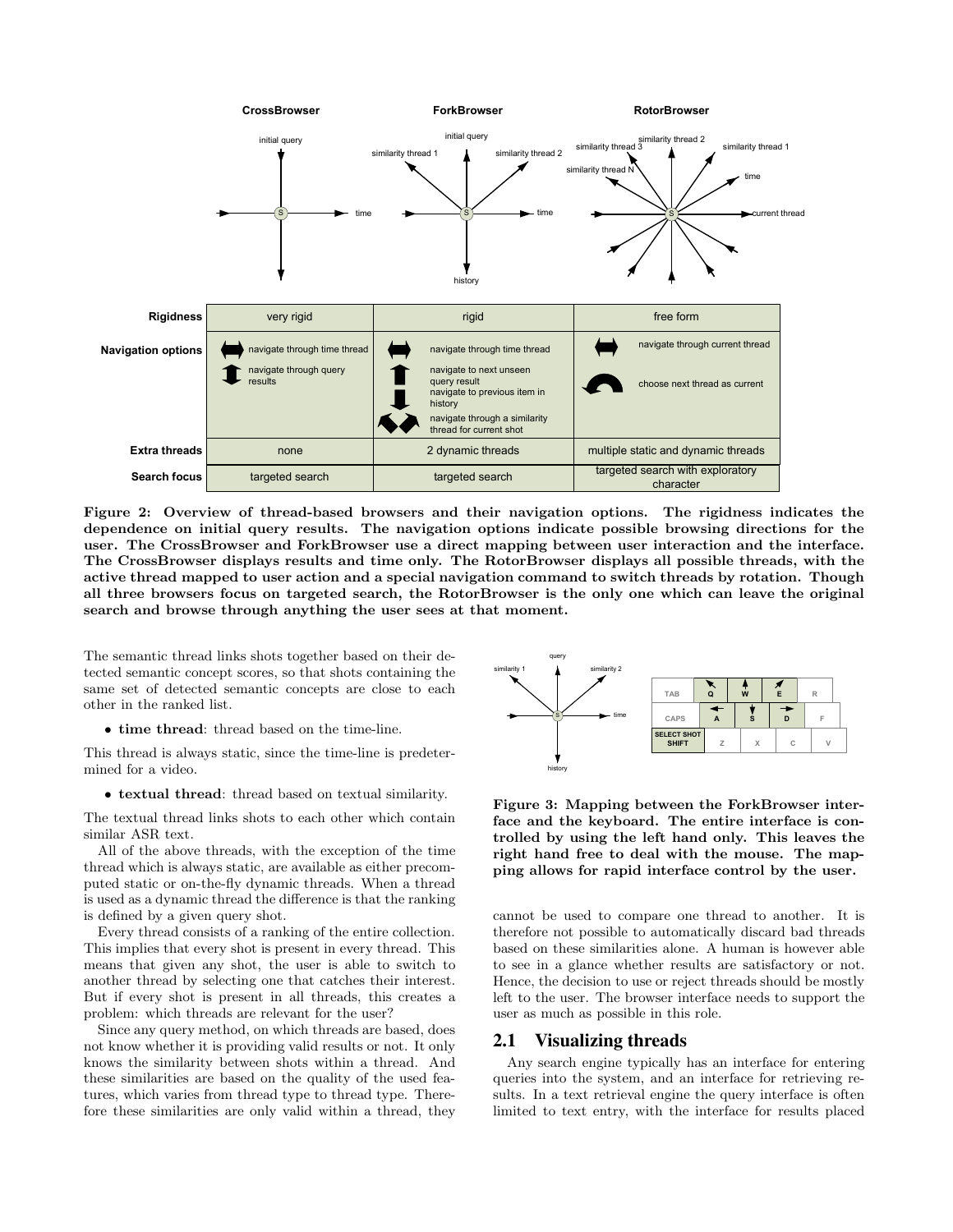| | CrossBrowser | ForkBrowser | RotorBrowser |
|---|---|---|---|
| **Rigidness** | very rigid | rigid | free form |
| **Navigation options** | navigate through time thread; navigate through query results | navigate through time thread; navigate to next unseen query result; navigate to previous item in history; navigate through a similarity thread for current shot | navigate through current thread; choose next thread as current |
| **Extra threads** | none | 2 dynamic threads | multiple static and dynamic threads |
| **Search focus** | targeted search | targeted search | targeted search with exploratory character |

**Figure 2: Overview of thread-based browsers and their navigation options. The rigidness indicates the dependence on initial query results. The navigation options indicate possible browsing directions for the user. The CrossBrowser and ForkBrowser use a direct mapping between user interaction and the interface. The CrossBrowser displays results and time only. The RotorBrowser displays all possible threads, with the active thread mapped to user action and a special navigation command to switch threads by rotation. Though all three browsers focus on targeted search, the RotorBrowser is the only one which can leave the original search and browse through anything the user sees at that moment.**

The semantic thread links shots together based on their detected semantic concept scores, so that shots containing the same set of detected semantic concepts are close to each other in the ranked list.

- **time thread**: thread based on the time-line.

This thread is always static, since the time-line is predetermined for a video.

- **textual thread**: thread based on textual similarity.

The textual thread links shots to each other which contain similar ASR text.

All of the above threads, with the exception of the time thread which is always static, are available as either precomputed static or on-the-fly dynamic threads. When a thread is used as a dynamic thread the difference is that the ranking is defined by a given query shot.

Every thread consists of a ranking of the entire collection. This implies that every shot is present in every thread. This means that given any shot, the user is able to switch to another thread by selecting one that catches their interest. But if every shot is present in all threads, this creates a problem: which threads are relevant for the user?

Since any query method, on which threads are based, does not know whether it is providing valid results or not. It only knows the similarity between shots within a thread. And these similarities are based on the quality of the used features, which varies from thread type to thread type. Therefore these similarities are only valid within a thread, they cannot be used to compare one thread to another. It is therefore not possible to automatically discard bad threads based on these similarities alone. A human is however able to see in a glance whether results are satisfactory or not. Hence, the decision to use or reject threads should be mostly left to the user. The browser interface needs to support the user as much as possible in this role.

| TAB | Q (↖) | W (↑) | E (↗) | R |
|---|---|---|---|---|
| CAPS | A (←) | S (↓) | D (→) | F |
| SELECT SHOT SHIFT | Z | X | C | V |

**Figure 3: Mapping between the ForkBrowser interface and the keyboard. The entire interface is controlled by using the left hand only. This leaves the right hand free to deal with the mouse. The mapping allows for rapid interface control by the user.**

## 2.1 Visualizing threads

Any search engine typically has an interface for entering queries into the system, and an interface for retrieving results. In a text retrieval engine the query interface is often limited to text entry, with the interface for results placed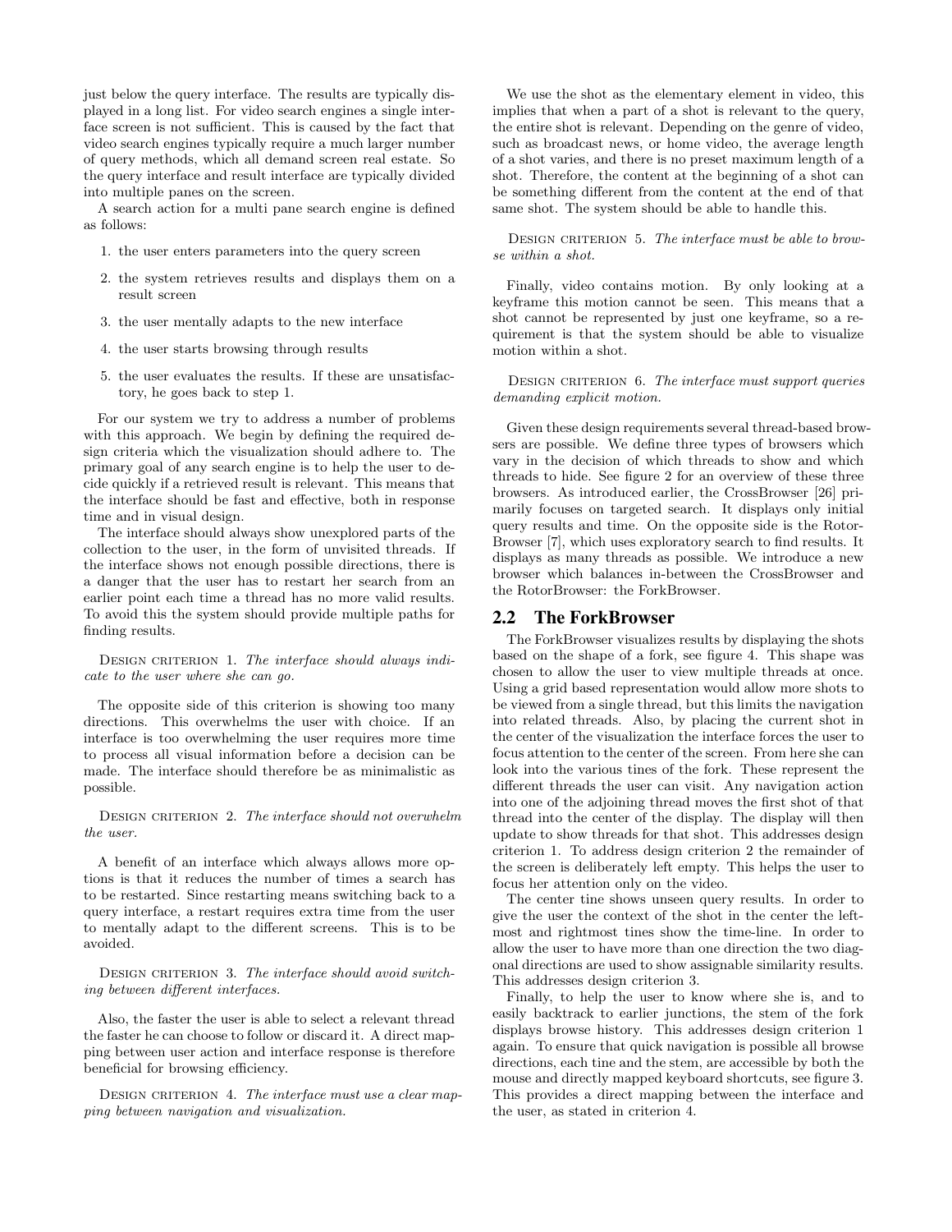just below the query interface. The results are typically displayed in a long list. For video search engines a single interface screen is not sufficient. This is caused by the fact that video search engines typically require a much larger number of query methods, which all demand screen real estate. So the query interface and result interface are typically divided into multiple panes on the screen.

A search action for a multi pane search engine is defined as follows:

1. the user enters parameters into the query screen
2. the system retrieves results and displays them on a result screen
3. the user mentally adapts to the new interface
4. the user starts browsing through results
5. the user evaluates the results. If these are unsatisfactory, he goes back to step 1.

For our system we try to address a number of problems with this approach. We begin by defining the required design criteria which the visualization should adhere to. The primary goal of any search engine is to help the user to decide quickly if a retrieved result is relevant. This means that the interface should be fast and effective, both in response time and in visual design.

The interface should always show unexplored parts of the collection to the user, in the form of unvisited threads. If the interface shows not enough possible directions, there is a danger that the user has to restart her search from an earlier point each time a thread has no more valid results. To avoid this the system should provide multiple paths for finding results.

Design criterion 1. *The interface should always indicate to the user where she can go.*

The opposite side of this criterion is showing too many directions. This overwhelms the user with choice. If an interface is too overwhelming the user requires more time to process all visual information before a decision can be made. The interface should therefore be as minimalistic as possible.

Design criterion 2. *The interface should not overwhelm the user.*

A benefit of an interface which always allows more options is that it reduces the number of times a search has to be restarted. Since restarting means switching back to a query interface, a restart requires extra time from the user to mentally adapt to the different screens. This is to be avoided.

Design criterion 3. *The interface should avoid switching between different interfaces.*

Also, the faster the user is able to select a relevant thread the faster he can choose to follow or discard it. A direct mapping between user action and interface response is therefore beneficial for browsing efficiency.

Design criterion 4. *The interface must use a clear mapping between navigation and visualization.*

We use the shot as the elementary element in video, this implies that when a part of a shot is relevant to the query, the entire shot is relevant. Depending on the genre of video, such as broadcast news, or home video, the average length of a shot varies, and there is no preset maximum length of a shot. Therefore, the content at the beginning of a shot can be something different from the content at the end of that same shot. The system should be able to handle this.

Design criterion 5. *The interface must be able to browse within a shot.*

Finally, video contains motion. By only looking at a keyframe this motion cannot be seen. This means that a shot cannot be represented by just one keyframe, so a requirement is that the system should be able to visualize motion within a shot.

Design criterion 6. *The interface must support queries demanding explicit motion.*

Given these design requirements several thread-based browsers are possible. We define three types of browsers which vary in the decision of which threads to show and which threads to hide. See figure 2 for an overview of these three browsers. As introduced earlier, the CrossBrowser [26] primarily focuses on targeted search. It displays only initial query results and time. On the opposite side is the RotorBrowser [7], which uses exploratory search to find results. It displays as many threads as possible. We introduce a new browser which balances in-between the CrossBrowser and the RotorBrowser: the ForkBrowser.

## 2.2 The ForkBrowser

The ForkBrowser visualizes results by displaying the shots based on the shape of a fork, see figure 4. This shape was chosen to allow the user to view multiple threads at once. Using a grid based representation would allow more shots to be viewed from a single thread, but this limits the navigation into related threads. Also, by placing the current shot in the center of the visualization the interface forces the user to focus attention to the center of the screen. From here she can look into the various tines of the fork. These represent the different threads the user can visit. Any navigation action into one of the adjoining thread moves the first shot of that thread into the center of the display. The display will then update to show threads for that shot. This addresses design criterion 1. To address design criterion 2 the remainder of the screen is deliberately left empty. This helps the user to focus her attention only on the video.

The center tine shows unseen query results. In order to give the user the context of the shot in the center the leftmost and rightmost tines show the time-line. In order to allow the user to have more than one direction the two diagonal directions are used to show assignable similarity results. This addresses design criterion 3.

Finally, to help the user to know where she is, and to easily backtrack to earlier junctions, the stem of the fork displays browse history. This addresses design criterion 1 again. To ensure that quick navigation is possible all browse directions, each tine and the stem, are accessible by both the mouse and directly mapped keyboard shortcuts, see figure 3. This provides a direct mapping between the interface and the user, as stated in criterion 4.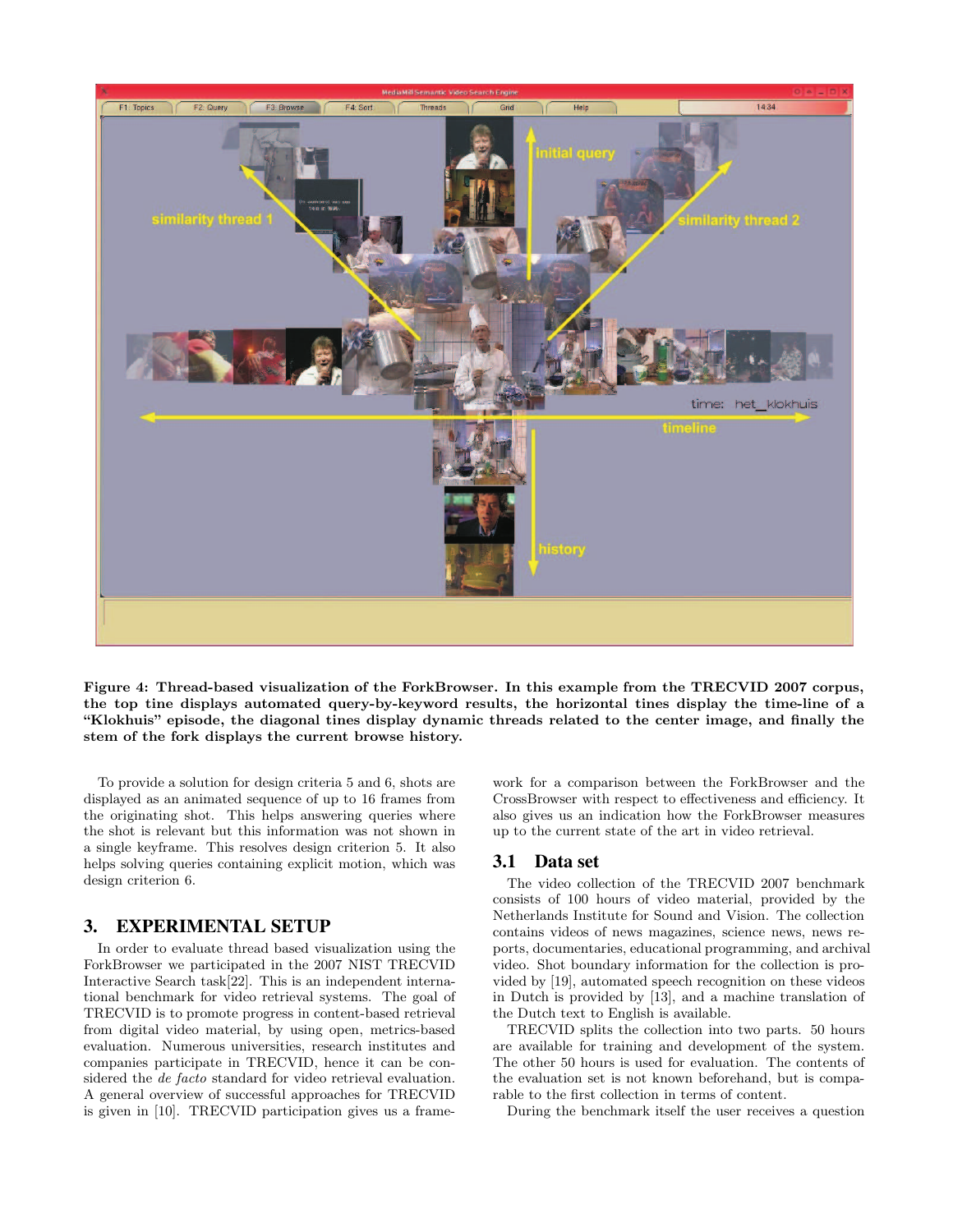**Figure 4: Thread-based visualization of the ForkBrowser. In this example from the TRECVID 2007 corpus, the top tine displays automated query-by-keyword results, the horizontal tines display the time-line of a "Klokhuis" episode, the diagonal tines display dynamic threads related to the center image, and finally the stem of the fork displays the current browse history.**

To provide a solution for design criteria 5 and 6, shots are displayed as an animated sequence of up to 16 frames from the originating shot. This helps answering queries where the shot is relevant but this information was not shown in a single keyframe. This resolves design criterion 5. It also helps solving queries containing explicit motion, which was design criterion 6.

## 3. EXPERIMENTAL SETUP

In order to evaluate thread based visualization using the ForkBrowser we participated in the 2007 NIST TRECVID Interactive Search task[22]. This is an independent international benchmark for video retrieval systems. The goal of TRECVID is to promote progress in content-based retrieval from digital video material, by using open, metrics-based evaluation. Numerous universities, research institutes and companies participate in TRECVID, hence it can be considered the *de facto* standard for video retrieval evaluation. A general overview of successful approaches for TRECVID is given in [10]. TRECVID participation gives us a framework for a comparison between the ForkBrowser and the CrossBrowser with respect to effectiveness and efficiency. It also gives us an indication how the ForkBrowser measures up to the current state of the art in video retrieval.

### 3.1 Data set

The video collection of the TRECVID 2007 benchmark consists of 100 hours of video material, provided by the Netherlands Institute for Sound and Vision. The collection contains videos of news magazines, science news, news reports, documentaries, educational programming, and archival video. Shot boundary information for the collection is provided by [19], automated speech recognition on these videos in Dutch is provided by [13], and a machine translation of the Dutch text to English is available.

TRECVID splits the collection into two parts. 50 hours are available for training and development of the system. The other 50 hours is used for evaluation. The contents of the evaluation set is not known beforehand, but is comparable to the first collection in terms of content.

During the benchmark itself the user receives a question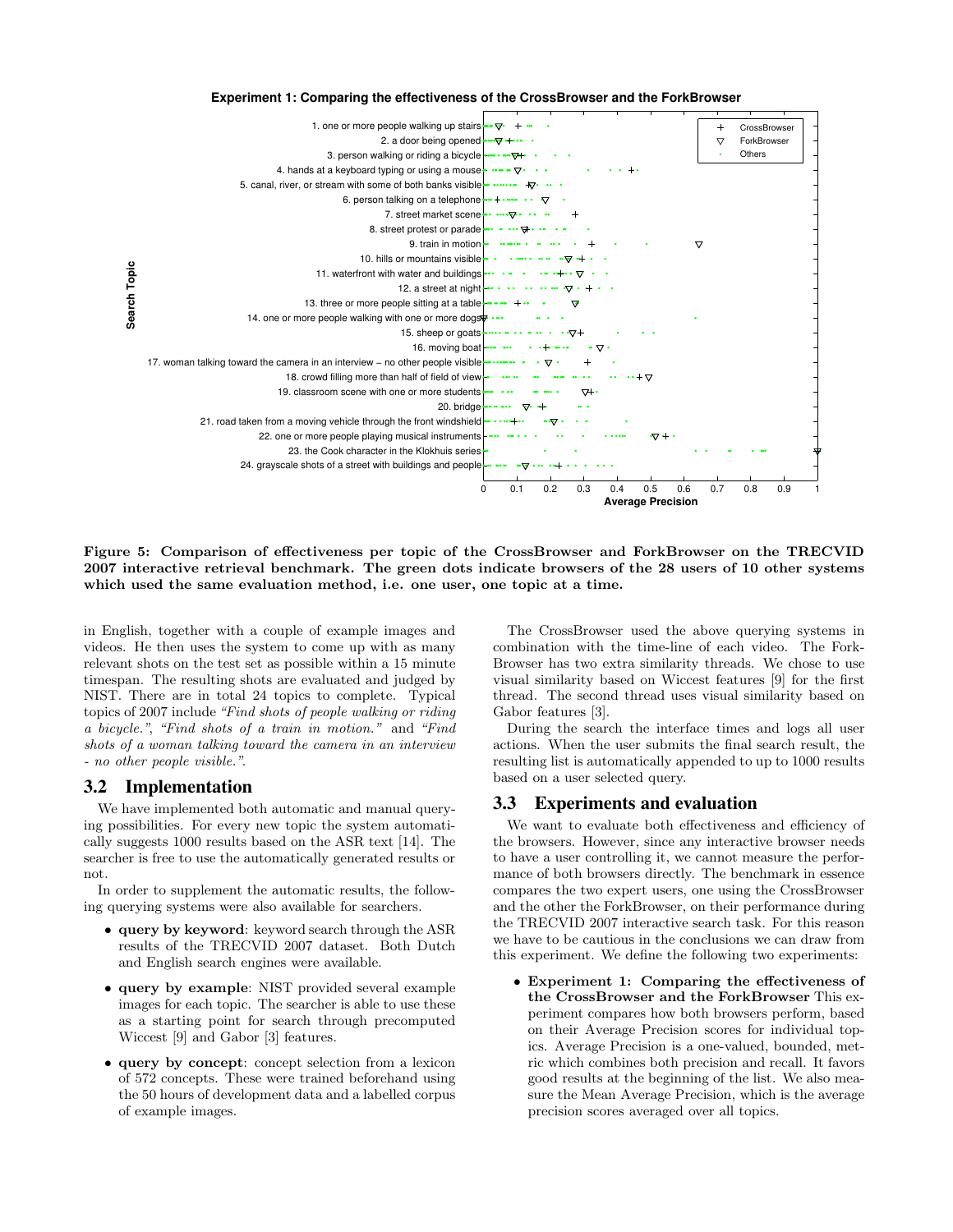**Experiment 1: Comparing the effectiveness of the CrossBrowser and the ForkBrowser**

Figure 5: Comparison of effectiveness per topic of the CrossBrowser and ForkBrowser on the TRECVID 2007 interactive retrieval benchmark. The green dots indicate browsers of the 28 users of 10 other systems which used the same evaluation method, i.e. one user, one topic at a time.

in English, together with a couple of example images and videos. He then uses the system to come up with as many relevant shots on the test set as possible within a 15 minute timespan. The resulting shots are evaluated and judged by NIST. There are in total 24 topics to complete. Typical topics of 2007 include *"Find shots of people walking or riding a bicycle."*, *"Find shots of a train in motion."* and *"Find shots of a woman talking toward the camera in an interview - no other people visible."*.

## 3.2 Implementation

We have implemented both automatic and manual querying possibilities. For every new topic the system automatically suggests 1000 results based on the ASR text [14]. The searcher is free to use the automatically generated results or not.

In order to supplement the automatic results, the following querying systems were also available for searchers.

- **query by keyword**: keyword search through the ASR results of the TRECVID 2007 dataset. Both Dutch and English search engines were available.
- **query by example**: NIST provided several example images for each topic. The searcher is able to use these as a starting point for search through precomputed Wiccest [9] and Gabor [3] features.
- **query by concept**: concept selection from a lexicon of 572 concepts. These were trained beforehand using the 50 hours of development data and a labelled corpus of example images.

The CrossBrowser used the above querying systems in combination with the time-line of each video. The ForkBrowser has two extra similarity threads. We chose to use visual similarity based on Wiccest features [9] for the first thread. The second thread uses visual similarity based on Gabor features [3].

During the search the interface times and logs all user actions. When the user submits the final search result, the resulting list is automatically appended to up to 1000 results based on a user selected query.

## 3.3 Experiments and evaluation

We want to evaluate both effectiveness and efficiency of the browsers. However, since any interactive browser needs to have a user controlling it, we cannot measure the performance of both browsers directly. The benchmark in essence compares the two expert users, one using the CrossBrowser and the other the ForkBrowser, on their performance during the TRECVID 2007 interactive search task. For this reason we have to be cautious in the conclusions we can draw from this experiment. We define the following two experiments:

- **Experiment 1: Comparing the effectiveness of the CrossBrowser and the ForkBrowser** This experiment compares how both browsers perform, based on their Average Precision scores for individual topics. Average Precision is a one-valued, bounded, metric which combines both precision and recall. It favors good results at the beginning of the list. We also measure the Mean Average Precision, which is the average precision scores averaged over all topics.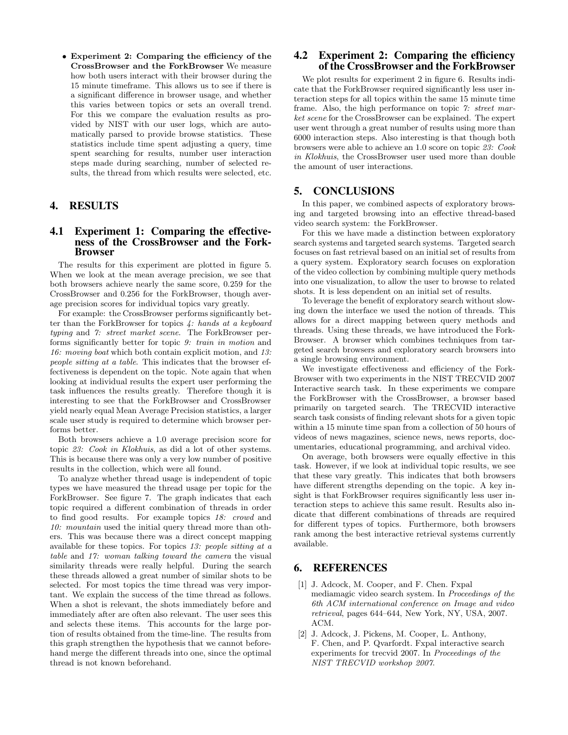- **Experiment 2: Comparing the efficiency of the CrossBrowser and the ForkBrowser** We measure how both users interact with their browser during the 15 minute timeframe. This allows us to see if there is a significant difference in browser usage, and whether this varies between topics or sets an overall trend. For this we compare the evaluation results as provided by NIST with our user logs, which are automatically parsed to provide browse statistics. These statistics include time spent adjusting a query, time spent searching for results, number user interaction steps made during searching, number of selected results, the thread from which results were selected, etc.

## 4. RESULTS

### 4.1 Experiment 1: Comparing the effectiveness of the CrossBrowser and the ForkBrowser

The results for this experiment are plotted in figure 5. When we look at the mean average precision, we see that both browsers achieve nearly the same score, 0.259 for the CrossBrowser and 0.256 for the ForkBrowser, though average precision scores for individual topics vary greatly.

For example: the CrossBrowser performs significantly better than the ForkBrowser for topics *4: hands at a keyboard typing* and *7: street market scene*. The ForkBrowser performs significantly better for topic *9: train in motion* and *16: moving boat* which both contain explicit motion, and *13: people sitting at a table*. This indicates that the browser effectiveness is dependent on the topic. Note again that when looking at individual results the expert user performing the task influences the results greatly. Therefore though it is interesting to see that the ForkBrowser and CrossBrowser yield nearly equal Mean Average Precision statistics, a larger scale user study is required to determine which browser performs better.

Both browsers achieve a 1.0 average precision score for topic *23: Cook in Klokhuis*, as did a lot of other systems. This is because there was only a very low number of positive results in the collection, which were all found.

To analyze whether thread usage is independent of topic types we have measured the thread usage per topic for the ForkBrowser. See figure 7. The graph indicates that each topic required a different combination of threads in order to find good results. For example topics *18: crowd* and *10: mountain* used the initial query thread more than others. This was because there was a direct concept mapping available for these topics. For topics *13: people sitting at a table* and *17: woman talking toward the camera* the visual similarity threads were really helpful. During the search these threads allowed a great number of similar shots to be selected. For most topics the time thread was very important. We explain the success of the time thread as follows. When a shot is relevant, the shots immediately before and immediately after are often also relevant. The user sees this and selects these items. This accounts for the large portion of results obtained from the time-line. The results from this graph strengthen the hypothesis that we cannot beforehand merge the different threads into one, since the optimal thread is not known beforehand.

### 4.2 Experiment 2: Comparing the efficiency of the CrossBrowser and the ForkBrowser

We plot results for experiment 2 in figure 6. Results indicate that the ForkBrowser required significantly less user interaction steps for all topics within the same 15 minute time frame. Also, the high performance on topic *7: street market scene* for the CrossBrowser can be explained. The expert user went through a great number of results using more than 6000 interaction steps. Also interesting is that though both browsers were able to achieve an 1.0 score on topic *23: Cook in Klokhuis*, the CrossBrowser user used more than double the amount of user interactions.

## 5. CONCLUSIONS

In this paper, we combined aspects of exploratory browsing and targeted browsing into an effective thread-based video search system: the ForkBrowser.

For this we have made a distinction between exploratory search systems and targeted search systems. Targeted search focuses on fast retrieval based on an initial set of results from a query system. Exploratory search focuses on exploration of the video collection by combining multiple query methods into one visualization, to allow the user to browse to related shots. It is less dependent on an initial set of results.

To leverage the benefit of exploratory search without slowing down the interface we used the notion of threads. This allows for a direct mapping between query methods and threads. Using these threads, we have introduced the ForkBrowser. A browser which combines techniques from targeted search browsers and exploratory search browsers into a single browsing environment.

We investigate effectiveness and efficiency of the ForkBrowser with two experiments in the NIST TRECVID 2007 Interactive search task. In these experiments we compare the ForkBrowser with the CrossBrowser, a browser based primarily on targeted search. The TRECVID interactive search task consists of finding relevant shots for a given topic within a 15 minute time span from a collection of 50 hours of videos of news magazines, science news, news reports, documentaries, educational programming, and archival video.

On average, both browsers were equally effective in this task. However, if we look at individual topic results, we see that these vary greatly. This indicates that both browsers have different strengths depending on the topic. A key insight is that ForkBrowser requires significantly less user interaction steps to achieve this same result. Results also indicate that different combinations of threads are required for different types of topics. Furthermore, both browsers rank among the best interactive retrieval systems currently available.

## 6. REFERENCES

[1] J. Adcock, M. Cooper, and F. Chen. Fxpal mediamagic video search system. In *Proceedings of the 6th ACM international conference on Image and video retrieval*, pages 644–644, New York, NY, USA, 2007. ACM.

[2] J. Adcock, J. Pickens, M. Cooper, L. Anthony, F. Chen, and P. Qvarfordt. Fxpal interactive search experiments for trecvid 2007. In *Proceedings of the NIST TRECVID workshop 2007*.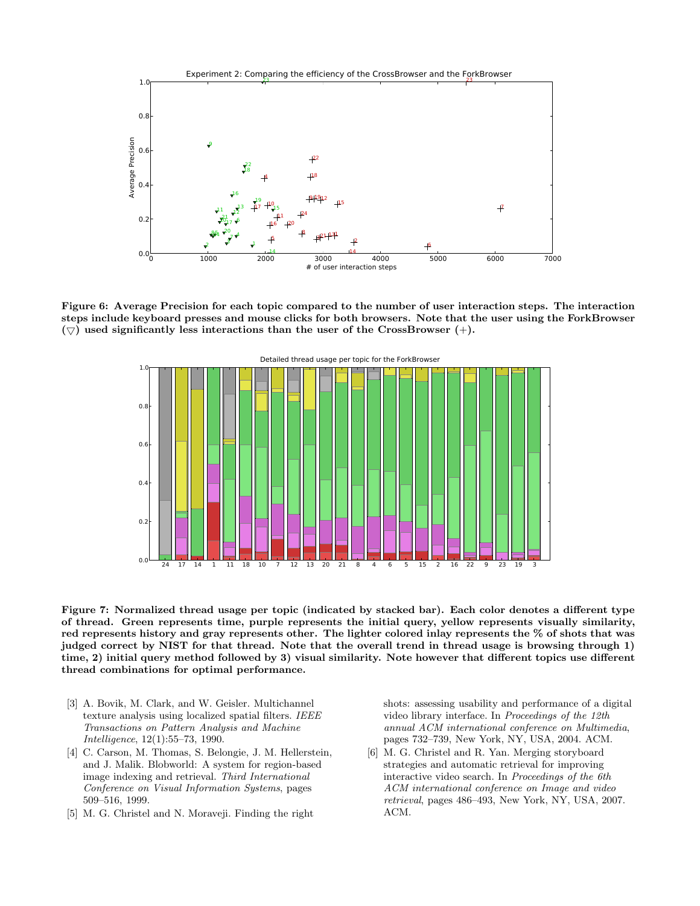**Figure 6: Average Precision for each topic compared to the number of user interaction steps. The interaction steps include keyboard presses and mouse clicks for both browsers. Note that the user using the ForkBrowser ($\bigtriangledown$) used significantly less interactions than the user of the CrossBrowser ($+$).**

**Figure 7: Normalized thread usage per topic (indicated by stacked bar). Each color denotes a different type of thread. Green represents time, purple represents the initial query, yellow represents visually similarity, red represents history and gray represents other. The lighter colored inlay represents the % of shots that was judged correct by NIST for that thread. Note that the overall trend in thread usage is browsing through 1) time, 2) initial query method followed by 3) visual similarity. Note however that different topics use different thread combinations for optimal performance.**

[3] A. Bovik, M. Clark, and W. Geisler. Multichannel texture analysis using localized spatial filters. *IEEE Transactions on Pattern Analysis and Machine Intelligence*, 12(1):55–73, 1990.

[4] C. Carson, M. Thomas, S. Belongie, J. M. Hellerstein, and J. Malik. Blobworld: A system for region-based image indexing and retrieval. *Third International Conference on Visual Information Systems*, pages 509–516, 1999.

[5] M. G. Christel and N. Moraveji. Finding the right shots: assessing usability and performance of a digital video library interface. In *Proceedings of the 12th annual ACM international conference on Multimedia*, pages 732–739, New York, NY, USA, 2004. ACM.

[6] M. G. Christel and R. Yan. Merging storyboard strategies and automatic retrieval for improving interactive video search. In *Proceedings of the 6th ACM international conference on Image and video retrieval*, pages 486–493, New York, NY, USA, 2007. ACM.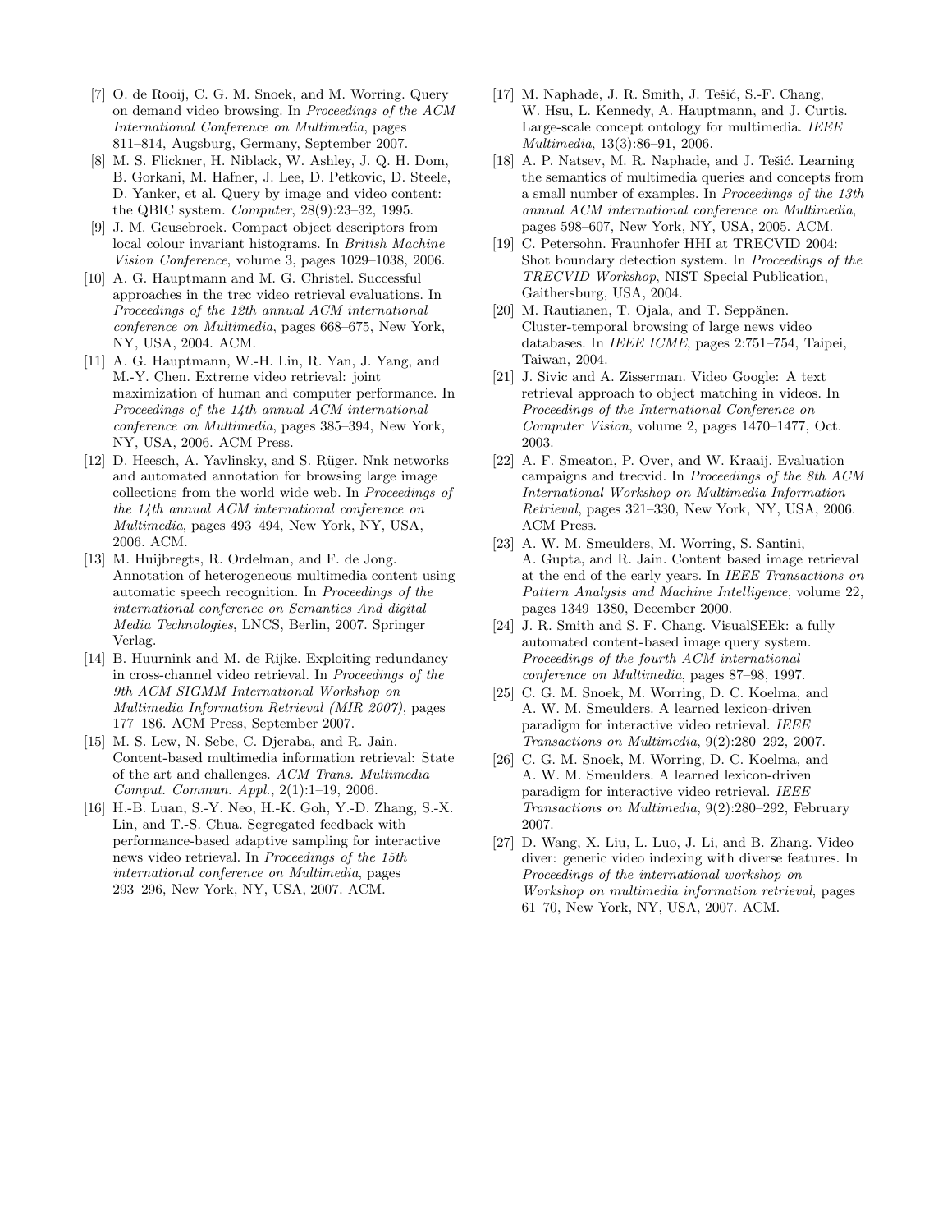[7] O. de Rooij, C. G. M. Snoek, and M. Worring. Query on demand video browsing. In *Proceedings of the ACM International Conference on Multimedia*, pages 811–814, Augsburg, Germany, September 2007.

[8] M. S. Flickner, H. Niblack, W. Ashley, J. Q. H. Dom, B. Gorkani, M. Hafner, J. Lee, D. Petkovic, D. Steele, D. Yanker, et al. Query by image and video content: the QBIC system. *Computer*, 28(9):23–32, 1995.

[9] J. M. Geusebroek. Compact object descriptors from local colour invariant histograms. In *British Machine Vision Conference*, volume 3, pages 1029–1038, 2006.

[10] A. G. Hauptmann and M. G. Christel. Successful approaches in the trec video retrieval evaluations. In *Proceedings of the 12th annual ACM international conference on Multimedia*, pages 668–675, New York, NY, USA, 2004. ACM.

[11] A. G. Hauptmann, W.-H. Lin, R. Yan, J. Yang, and M.-Y. Chen. Extreme video retrieval: joint maximization of human and computer performance. In *Proceedings of the 14th annual ACM international conference on Multimedia*, pages 385–394, New York, NY, USA, 2006. ACM Press.

[12] D. Heesch, A. Yavlinsky, and S. Rüger. Nnk networks and automated annotation for browsing large image collections from the world wide web. In *Proceedings of the 14th annual ACM international conference on Multimedia*, pages 493–494, New York, NY, USA, 2006. ACM.

[13] M. Huijbregts, R. Ordelman, and F. de Jong. Annotation of heterogeneous multimedia content using automatic speech recognition. In *Proceedings of the international conference on Semantics And digital Media Technologies*, LNCS, Berlin, 2007. Springer Verlag.

[14] B. Huurnink and M. de Rijke. Exploiting redundancy in cross-channel video retrieval. In *Proceedings of the 9th ACM SIGMM International Workshop on Multimedia Information Retrieval (MIR 2007)*, pages 177–186. ACM Press, September 2007.

[15] M. S. Lew, N. Sebe, C. Djeraba, and R. Jain. Content-based multimedia information retrieval: State of the art and challenges. *ACM Trans. Multimedia Comput. Commun. Appl.*, 2(1):1–19, 2006.

[16] H.-B. Luan, S.-Y. Neo, H.-K. Goh, Y.-D. Zhang, S.-X. Lin, and T.-S. Chua. Segregated feedback with performance-based adaptive sampling for interactive news video retrieval. In *Proceedings of the 15th international conference on Multimedia*, pages 293–296, New York, NY, USA, 2007. ACM.

[17] M. Naphade, J. R. Smith, J. Tešić, S.-F. Chang, W. Hsu, L. Kennedy, A. Hauptmann, and J. Curtis. Large-scale concept ontology for multimedia. *IEEE Multimedia*, 13(3):86–91, 2006.

[18] A. P. Natsev, M. R. Naphade, and J. Tešić. Learning the semantics of multimedia queries and concepts from a small number of examples. In *Proceedings of the 13th annual ACM international conference on Multimedia*, pages 598–607, New York, NY, USA, 2005. ACM.

[19] C. Petersohn. Fraunhofer HHI at TRECVID 2004: Shot boundary detection system. In *Proceedings of the TRECVID Workshop*, NIST Special Publication, Gaithersburg, USA, 2004.

[20] M. Rautianen, T. Ojala, and T. Seppänen. Cluster-temporal browsing of large news video databases. In *IEEE ICME*, pages 2:751–754, Taipei, Taiwan, 2004.

[21] J. Sivic and A. Zisserman. Video Google: A text retrieval approach to object matching in videos. In *Proceedings of the International Conference on Computer Vision*, volume 2, pages 1470–1477, Oct. 2003.

[22] A. F. Smeaton, P. Over, and W. Kraaij. Evaluation campaigns and trecvid. In *Proceedings of the 8th ACM International Workshop on Multimedia Information Retrieval*, pages 321–330, New York, NY, USA, 2006. ACM Press.

[23] A. W. M. Smeulders, M. Worring, S. Santini, A. Gupta, and R. Jain. Content based image retrieval at the end of the early years. In *IEEE Transactions on Pattern Analysis and Machine Intelligence*, volume 22, pages 1349–1380, December 2000.

[24] J. R. Smith and S. F. Chang. VisualSEEk: a fully automated content-based image query system. *Proceedings of the fourth ACM international conference on Multimedia*, pages 87–98, 1997.

[25] C. G. M. Snoek, M. Worring, D. C. Koelma, and A. W. M. Smeulders. A learned lexicon-driven paradigm for interactive video retrieval. *IEEE Transactions on Multimedia*, 9(2):280–292, 2007.

[26] C. G. M. Snoek, M. Worring, D. C. Koelma, and A. W. M. Smeulders. A learned lexicon-driven paradigm for interactive video retrieval. *IEEE Transactions on Multimedia*, 9(2):280–292, February 2007.

[27] D. Wang, X. Liu, L. Luo, J. Li, and B. Zhang. Video diver: generic video indexing with diverse features. In *Proceedings of the international workshop on Workshop on multimedia information retrieval*, pages 61–70, New York, NY, USA, 2007. ACM.